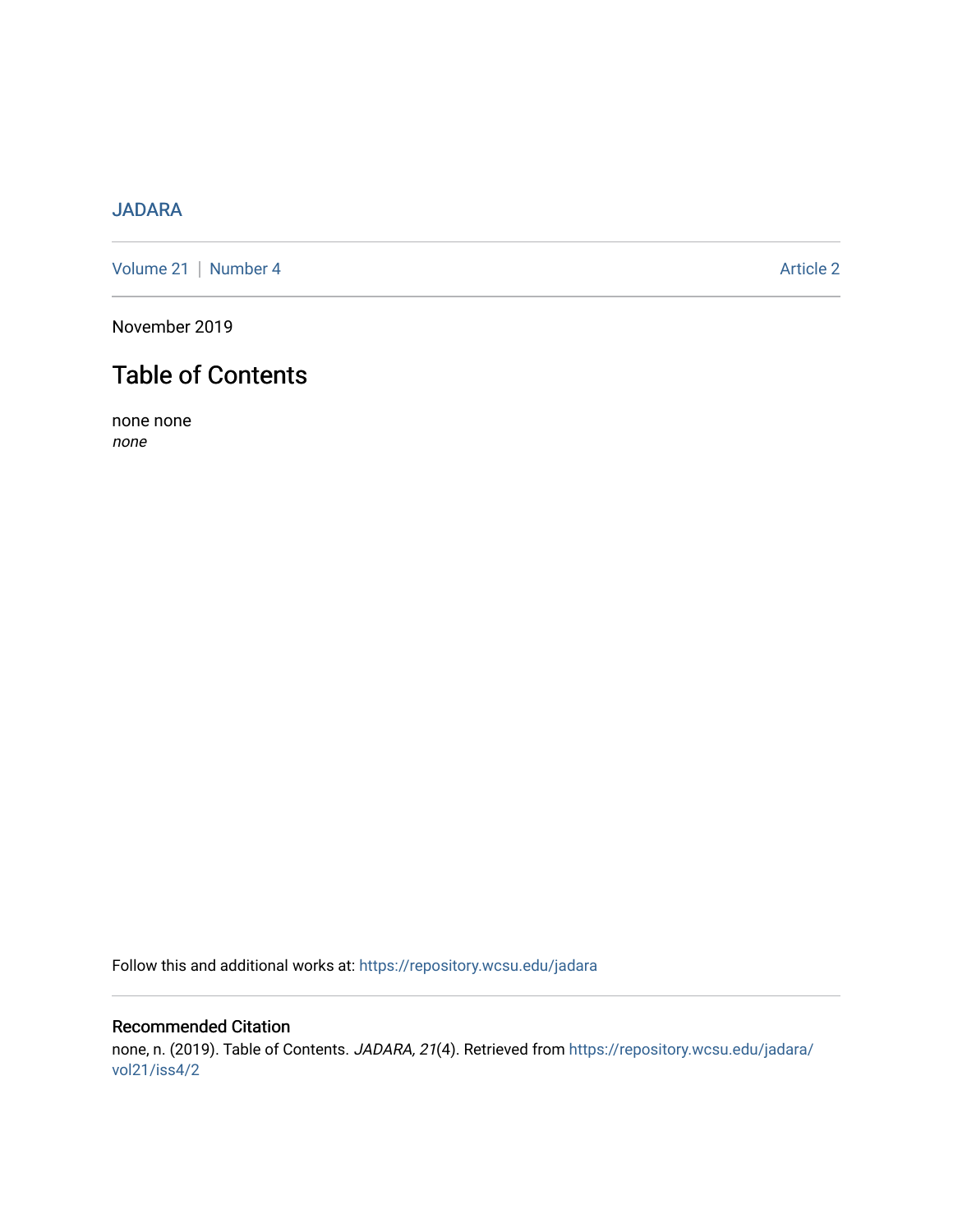JADARA

Volume 21 | Number 4 Article 2

November 2019

# Table of Contents

none none
*none*

Follow this and additional works at: https://repository.wcsu.edu/jadara

## Recommended Citation

none, n. (2019). Table of Contents. *JADARA, 21*(4). Retrieved from https://repository.wcsu.edu/jadara/vol21/iss4/2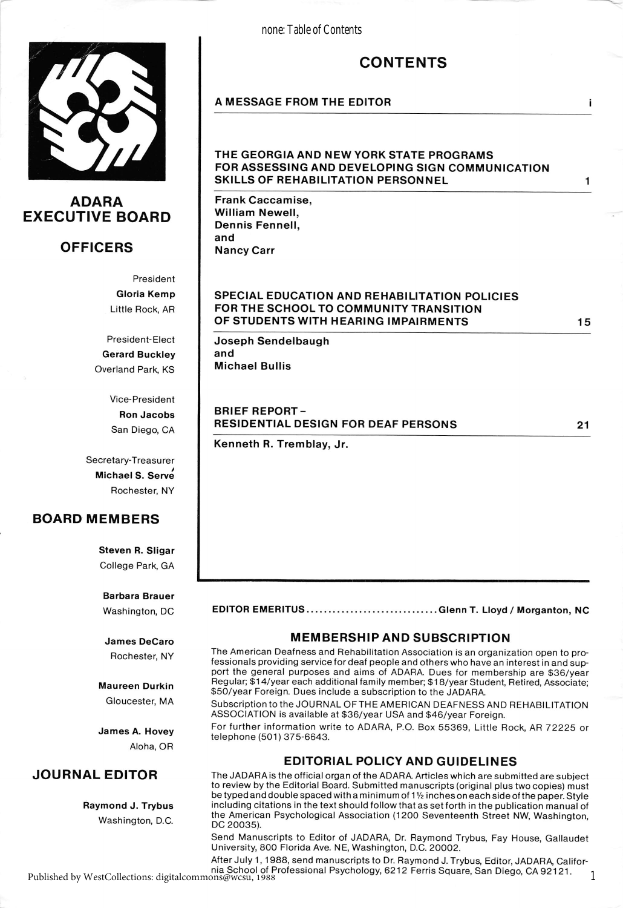# ADARA EXECUTIVE BOARD

## OFFICERS

President
**Gloria Kemp**
Little Rock, AR

President-Elect
**Gerard Buckley**
Overland Park, KS

Vice-President
**Ron Jacobs**
San Diego, CA

Secretary-Treasurer
**Michael S. Servé**
Rochester, NY

## BOARD MEMBERS

**Steven R. Sligar**
College Park, GA

**Barbara Brauer**
Washington, DC

**James DeCaro**
Rochester, NY

**Maureen Durkin**
Gloucester, MA

**James A. Hovey**
Aloha, OR

## JOURNAL EDITOR

**Raymond J. Trybus**
Washington, D.C.

# CONTENTS

**A MESSAGE FROM THE EDITOR** ..... i

**THE GEORGIA AND NEW YORK STATE PROGRAMS FOR ASSESSING AND DEVELOPING SIGN COMMUNICATION SKILLS OF REHABILITATION PERSONNEL** ..... 1

**Frank Caccamise, William Newell, Dennis Fennell, and Nancy Carr**

**SPECIAL EDUCATION AND REHABILITATION POLICIES FOR THE SCHOOL TO COMMUNITY TRANSITION OF STUDENTS WITH HEARING IMPAIRMENTS** ..... 15

**Joseph Sendelbaugh and Michael Bullis**

**BRIEF REPORT – RESIDENTIAL DESIGN FOR DEAF PERSONS** ..... 21

**Kenneth R. Tremblay, Jr.**

**EDITOR EMERITUS** .............................. **Glenn T. Lloyd / Morganton, NC**

## MEMBERSHIP AND SUBSCRIPTION

The American Deafness and Rehabilitation Association is an organization open to professionals providing service for deaf people and others who have an interest in and support the general purposes and aims of ADARA. Dues for membership are $36/year Regular; $14/year each additional family member; $18/year Student, Retired, Associate; $50/year Foreign. Dues include a subscription to the JADARA.

Subscription to the JOURNAL OF THE AMERICAN DEAFNESS AND REHABILITATION ASSOCIATION is available at $36/year USA and $46/year Foreign.

For further information write to ADARA, P.O. Box 55369, Little Rock, AR 72225 or telephone (501) 375-6643.

## EDITORIAL POLICY AND GUIDELINES

The JADARA is the official organ of the ADARA. Articles which are submitted are subject to review by the Editorial Board. Submitted manuscripts (original plus two copies) must be typed and double spaced with a minimum of 1½ inches on each side of the paper. Style including citations in the text should follow that as set forth in the publication manual of the American Psychological Association (1200 Seventeenth Street NW, Washington, DC 20035).

Send Manuscripts to Editor of JADARA, Dr. Raymond Trybus, Fay House, Gallaudet University, 800 Florida Ave. NE, Washington, D.C. 20002.

After July 1, 1988, send manuscripts to Dr. Raymond J. Trybus, Editor, JADARA, California School of Professional Psychology, 6212 Ferris Square, San Diego, CA 92121.